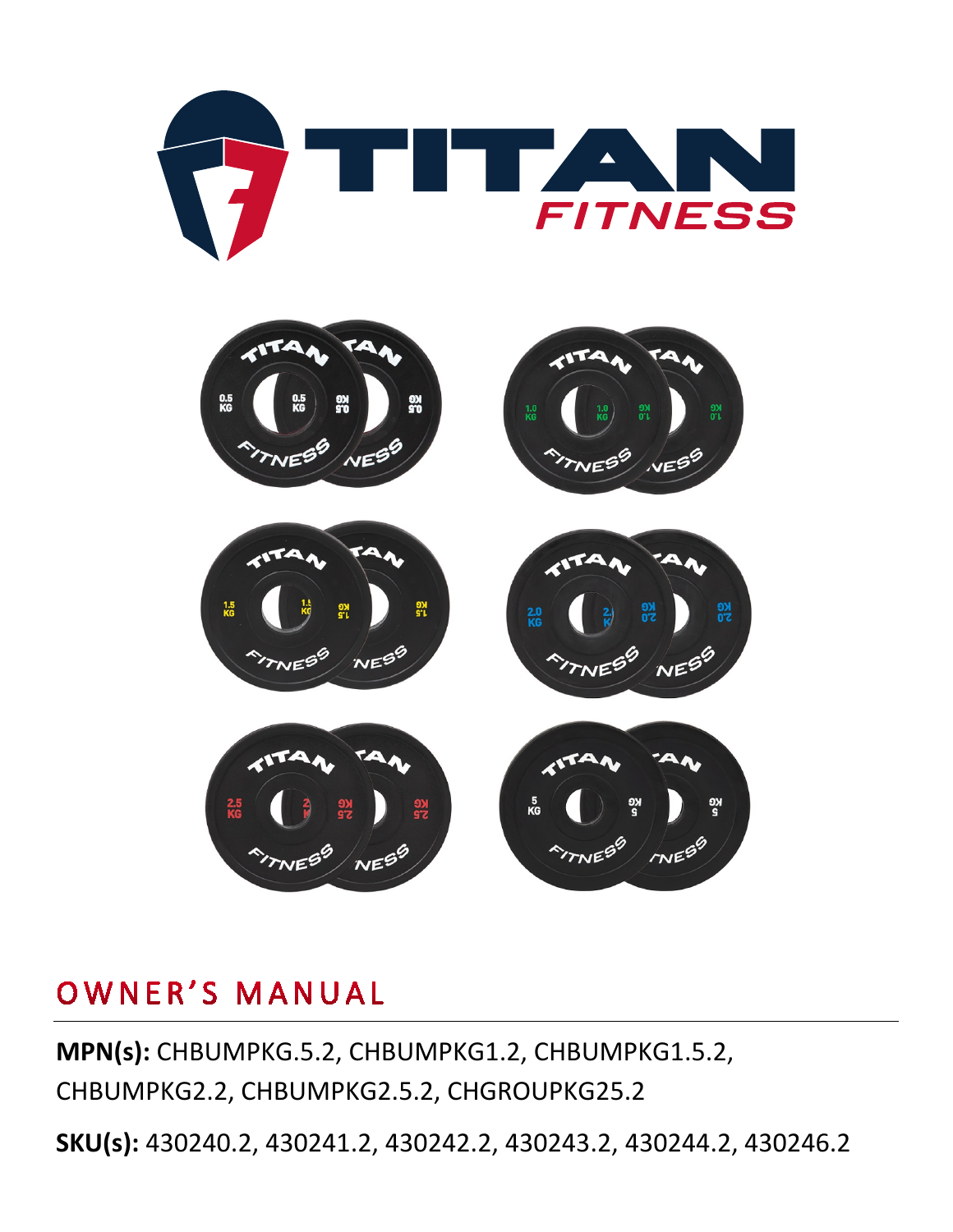# OWNER'S MANUAL

**MPN(s):** CHBUMPKG.5.2, CHBUMPKG1.2, CHBUMPKG1.5.2, CHBUMPKG2.2, CHBUMPKG2.5.2, CHGROUPKG25.2

**SKU(s):** 430240.2, 430241.2, 430242.2, 430243.2, 430244.2, 430246.2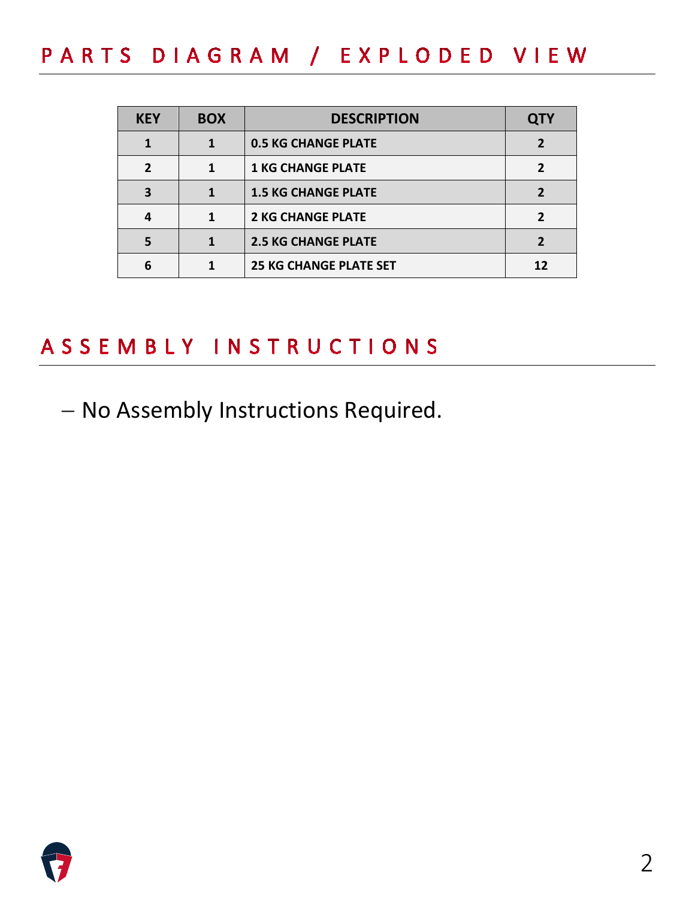## PARTS DIAGRAM / EXPLODED VIEW

| KEY | BOX | DESCRIPTION | QTY |
|---|---|---|---|
| 1 | 1 | 0.5 KG CHANGE PLATE | 2 |
| 2 | 1 | 1 KG CHANGE PLATE | 2 |
| 3 | 1 | 1.5 KG CHANGE PLATE | 2 |
| 4 | 1 | 2 KG CHANGE PLATE | 2 |
| 5 | 1 | 2.5 KG CHANGE PLATE | 2 |
| 6 | 1 | 25 KG CHANGE PLATE SET | 12 |

## ASSEMBLY INSTRUCTIONS

- No Assembly Instructions Required.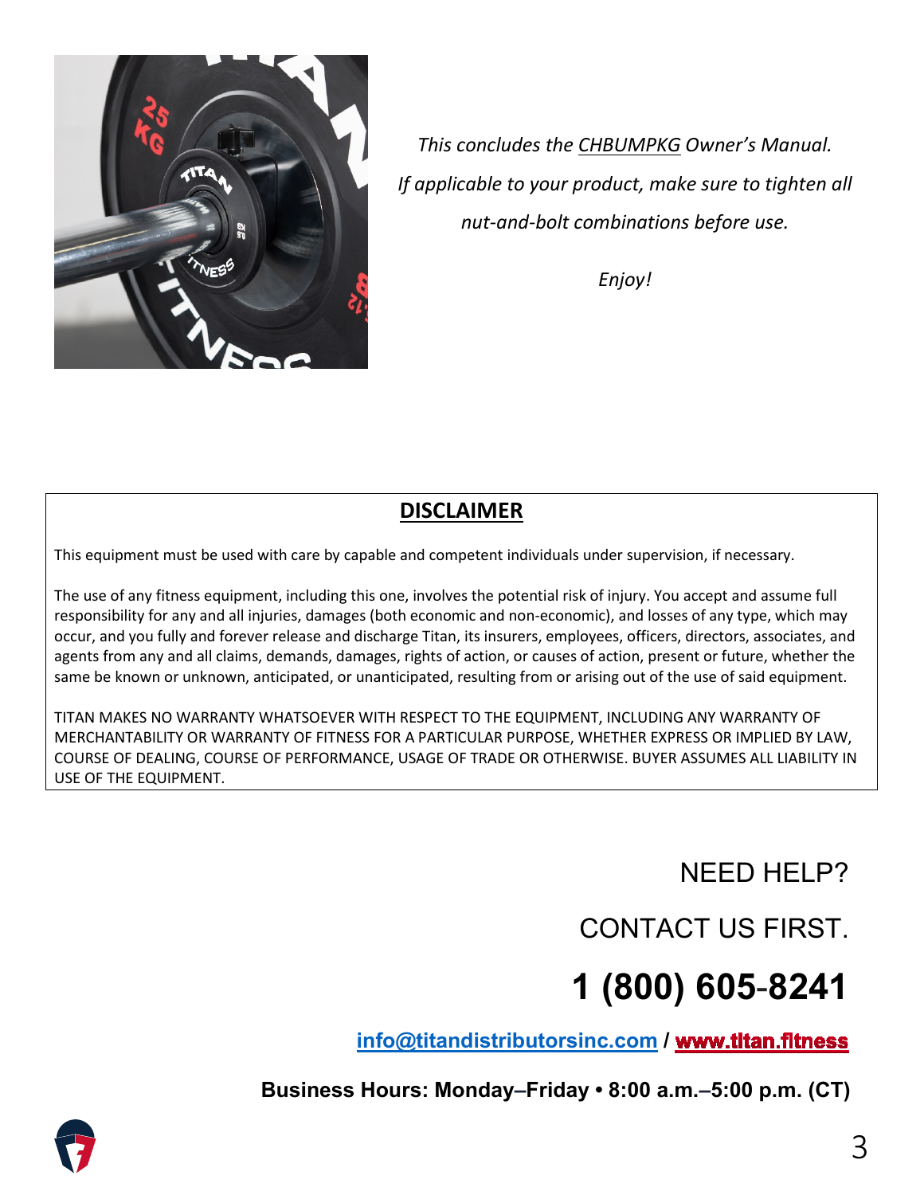*This concludes the CHBUMPKG Owner's Manual.*
*If applicable to your product, make sure to tighten all nut-and-bolt combinations before use.*

*Enjoy!*

## DISCLAIMER

This equipment must be used with care by capable and competent individuals under supervision, if necessary.

The use of any fitness equipment, including this one, involves the potential risk of injury. You accept and assume full responsibility for any and all injuries, damages (both economic and non-economic), and losses of any type, which may occur, and you fully and forever release and discharge Titan, its insurers, employees, officers, directors, associates, and agents from any and all claims, demands, damages, rights of action, or causes of action, present or future, whether the same be known or unknown, anticipated, or unanticipated, resulting from or arising out of the use of said equipment.

TITAN MAKES NO WARRANTY WHATSOEVER WITH RESPECT TO THE EQUIPMENT, INCLUDING ANY WARRANTY OF MERCHANTABILITY OR WARRANTY OF FITNESS FOR A PARTICULAR PURPOSE, WHETHER EXPRESS OR IMPLIED BY LAW, COURSE OF DEALING, COURSE OF PERFORMANCE, USAGE OF TRADE OR OTHERWISE. BUYER ASSUMES ALL LIABILITY IN USE OF THE EQUIPMENT.

NEED HELP?

CONTACT US FIRST.

**1 (800) 605-8241**

**info@titandistributorsinc.com / www.titan.fitness**

**Business Hours: Monday–Friday • 8:00 a.m.–5:00 p.m. (CT)**